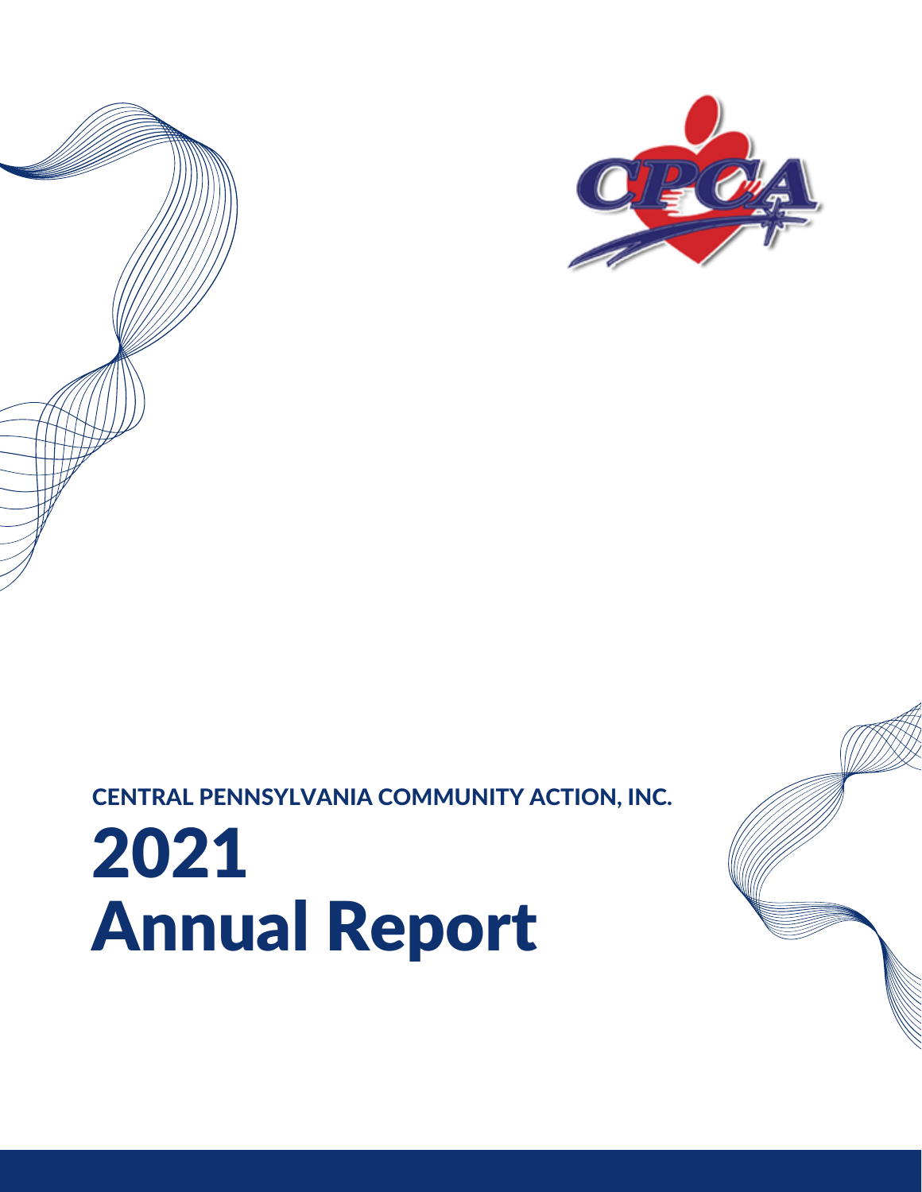CENTRAL PENNSYLVANIA COMMUNITY ACTION, INC.

# 2021 Annual Report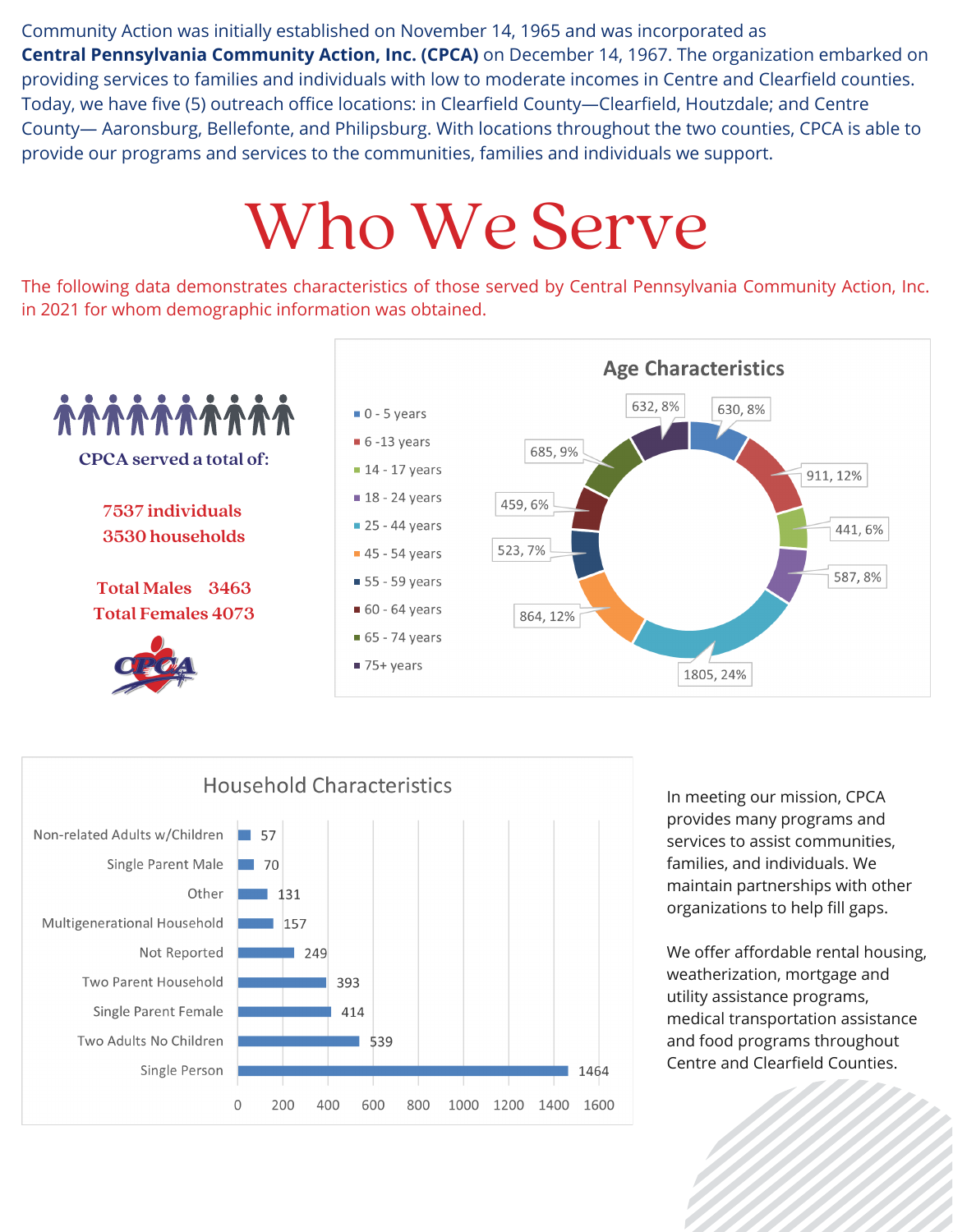Community Action was initially established on November 14, 1965 and was incorporated as **Central Pennsylvania Community Action, Inc. (CPCA)** on December 14, 1967. The organization embarked on providing services to families and individuals with low to moderate incomes in Centre and Clearfield counties. Today, we have five (5) outreach office locations: in Clearfield County—Clearfield, Houtzdale; and Centre County— Aaronsburg, Bellefonte, and Philipsburg. With locations throughout the two counties, CPCA is able to provide our programs and services to the communities, families and individuals we support.

# Who We Serve

The following data demonstrates characteristics of those served by Central Pennsylvania Community Action, Inc. in 2021 for whom demographic information was obtained.

**CPCA served a total of:**

**7537 individuals**
**3530 households**

**Total Males 3463**
**Total Females 4073**

## Age Characteristics

| Age | Count | Percent |
|---|---|---|
| 0 - 5 years | 630 | 8% |
| 6 -13 years | 911 | 12% |
| 14 - 17 years | 441 | 6% |
| 18 - 24 years | 587 | 8% |
| 25 - 44 years | 1805 | 24% |
| 45 - 54 years | 864 | 12% |
| 55 - 59 years | 523 | 7% |
| 60 - 64 years | 459 | 6% |
| 65 - 74 years | 685 | 9% |
| 75+ years | 632 | 8% |

## Household Characteristics

| Household Type | Count |
|---|---|
| Non-related Adults w/Children | 57 |
| Single Parent Male | 70 |
| Other | 131 |
| Multigenerational Household | 157 |
| Not Reported | 249 |
| Two Parent Household | 393 |
| Single Parent Female | 414 |
| Two Adults No Children | 539 |
| Single Person | 1464 |

In meeting our mission, CPCA provides many programs and services to assist communities, families, and individuals. We maintain partnerships with other organizations to help fill gaps.

We offer affordable rental housing, weatherization, mortgage and utility assistance programs, medical transportation assistance and food programs throughout Centre and Clearfield Counties.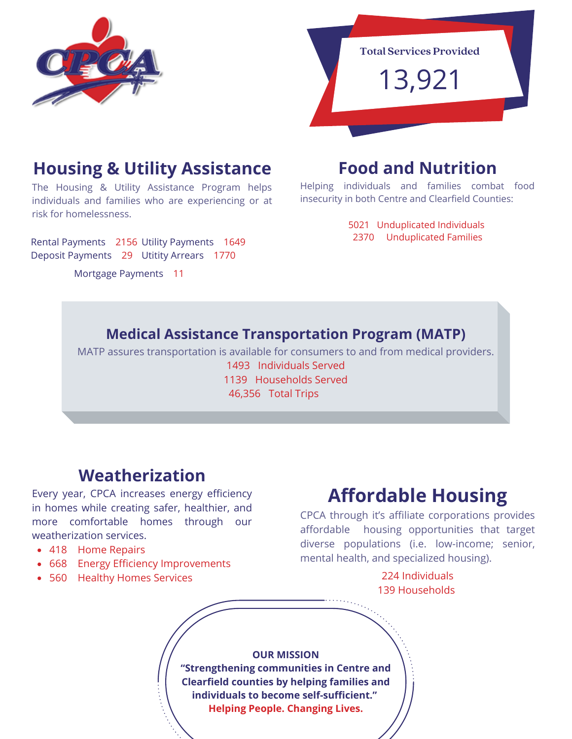Total Services Provided

13,921

## Housing & Utility Assistance

The Housing & Utility Assistance Program helps individuals and families who are experiencing or at risk for homelessness.

Rental Payments 2156 Utility Payments 1649
Deposit Payments 29 Utitity Arrears 1770

Mortgage Payments 11

## Food and Nutrition

Helping individuals and families combat food insecurity in both Centre and Clearfield Counties:

5021 Unduplicated Individuals
2370 Unduplicated Families

## Medical Assistance Transportation Program (MATP)

MATP assures transportation is available for consumers to and from medical providers.

1493 Individuals Served
1139 Households Served
46,356 Total Trips

## Weatherization

Every year, CPCA increases energy efficiency in homes while creating safer, healthier, and more comfortable homes through our weatherization services.

- 418 Home Repairs
- 668 Energy Efficiency Improvements
- 560 Healthy Homes Services

## Affordable Housing

CPCA through it's affiliate corporations provides affordable housing opportunities that target diverse populations (i.e. low-income; senior, mental health, and specialized housing).

224 Individuals
139 Households

**OUR MISSION**

**"Strengthening communities in Centre and Clearfield counties by helping families and individuals to become self-sufficient."**

**Helping People. Changing Lives.**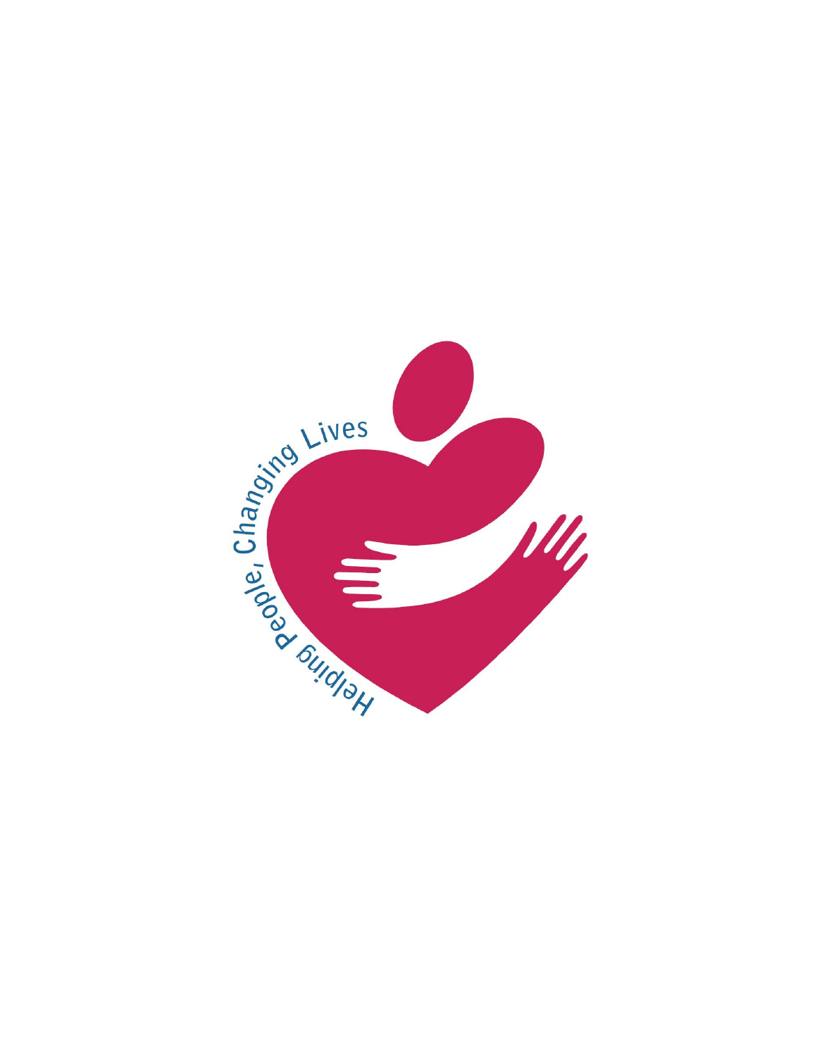Helping People, Changing Lives